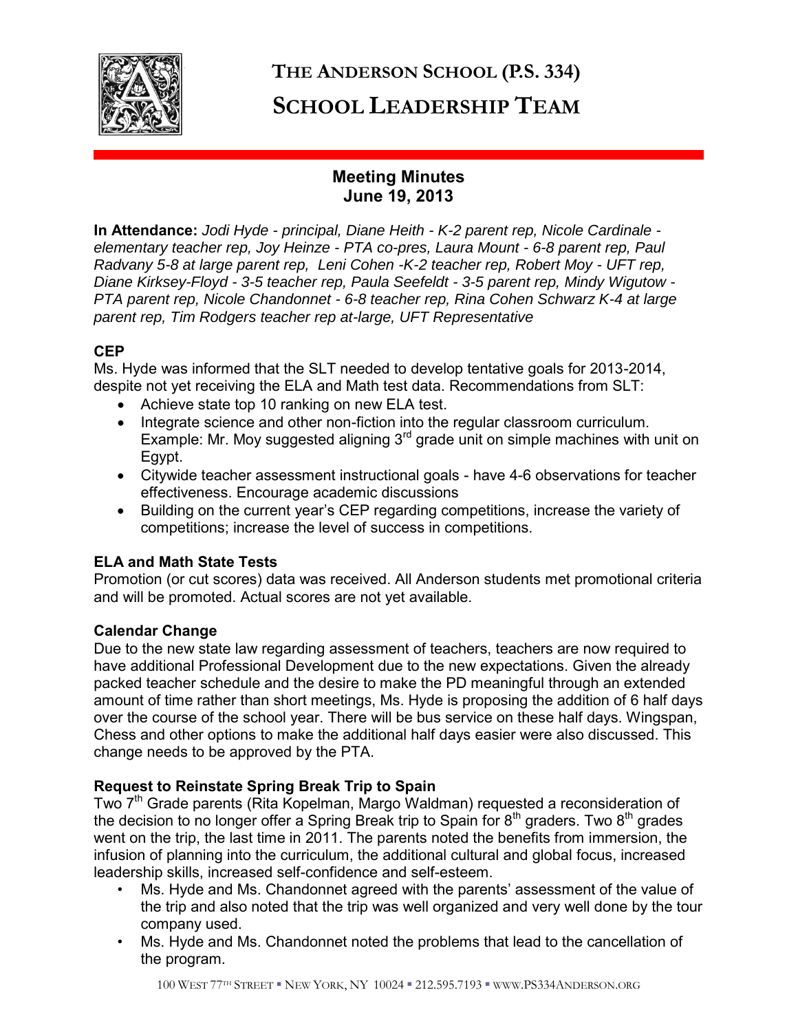# THE ANDERSON SCHOOL (P.S. 334)

# SCHOOL LEADERSHIP TEAM

## Meeting Minutes
## June 19, 2013

**In Attendance:** *Jodi Hyde - principal, Diane Heith - K-2 parent rep, Nicole Cardinale - elementary teacher rep, Joy Heinze - PTA co-pres, Laura Mount - 6-8 parent rep, Paul Radvany 5-8 at large parent rep, Leni Cohen -K-2 teacher rep, Robert Moy - UFT rep, Diane Kirksey-Floyd - 3-5 teacher rep, Paula Seefeldt - 3-5 parent rep, Mindy Wigutow - PTA parent rep, Nicole Chandonnet - 6-8 teacher rep, Rina Cohen Schwarz K-4 at large parent rep, Tim Rodgers teacher rep at-large, UFT Representative*

### CEP

Ms. Hyde was informed that the SLT needed to develop tentative goals for 2013-2014, despite not yet receiving the ELA and Math test data. Recommendations from SLT:

- Achieve state top 10 ranking on new ELA test.
- Integrate science and other non-fiction into the regular classroom curriculum. Example: Mr. Moy suggested aligning 3rd grade unit on simple machines with unit on Egypt.
- Citywide teacher assessment instructional goals - have 4-6 observations for teacher effectiveness. Encourage academic discussions
- Building on the current year's CEP regarding competitions, increase the variety of competitions; increase the level of success in competitions.

### ELA and Math State Tests

Promotion (or cut scores) data was received. All Anderson students met promotional criteria and will be promoted. Actual scores are not yet available.

### Calendar Change

Due to the new state law regarding assessment of teachers, teachers are now required to have additional Professional Development due to the new expectations. Given the already packed teacher schedule and the desire to make the PD meaningful through an extended amount of time rather than short meetings, Ms. Hyde is proposing the addition of 6 half days over the course of the school year. There will be bus service on these half days. Wingspan, Chess and other options to make the additional half days easier were also discussed. This change needs to be approved by the PTA.

### Request to Reinstate Spring Break Trip to Spain

Two 7th Grade parents (Rita Kopelman, Margo Waldman) requested a reconsideration of the decision to no longer offer a Spring Break trip to Spain for 8th graders. Two 8th grades went on the trip, the last time in 2011. The parents noted the benefits from immersion, the infusion of planning into the curriculum, the additional cultural and global focus, increased leadership skills, increased self-confidence and self-esteem.

- Ms. Hyde and Ms. Chandonnet agreed with the parents' assessment of the value of the trip and also noted that the trip was well organized and very well done by the tour company used.
- Ms. Hyde and Ms. Chandonnet noted the problems that lead to the cancellation of the program.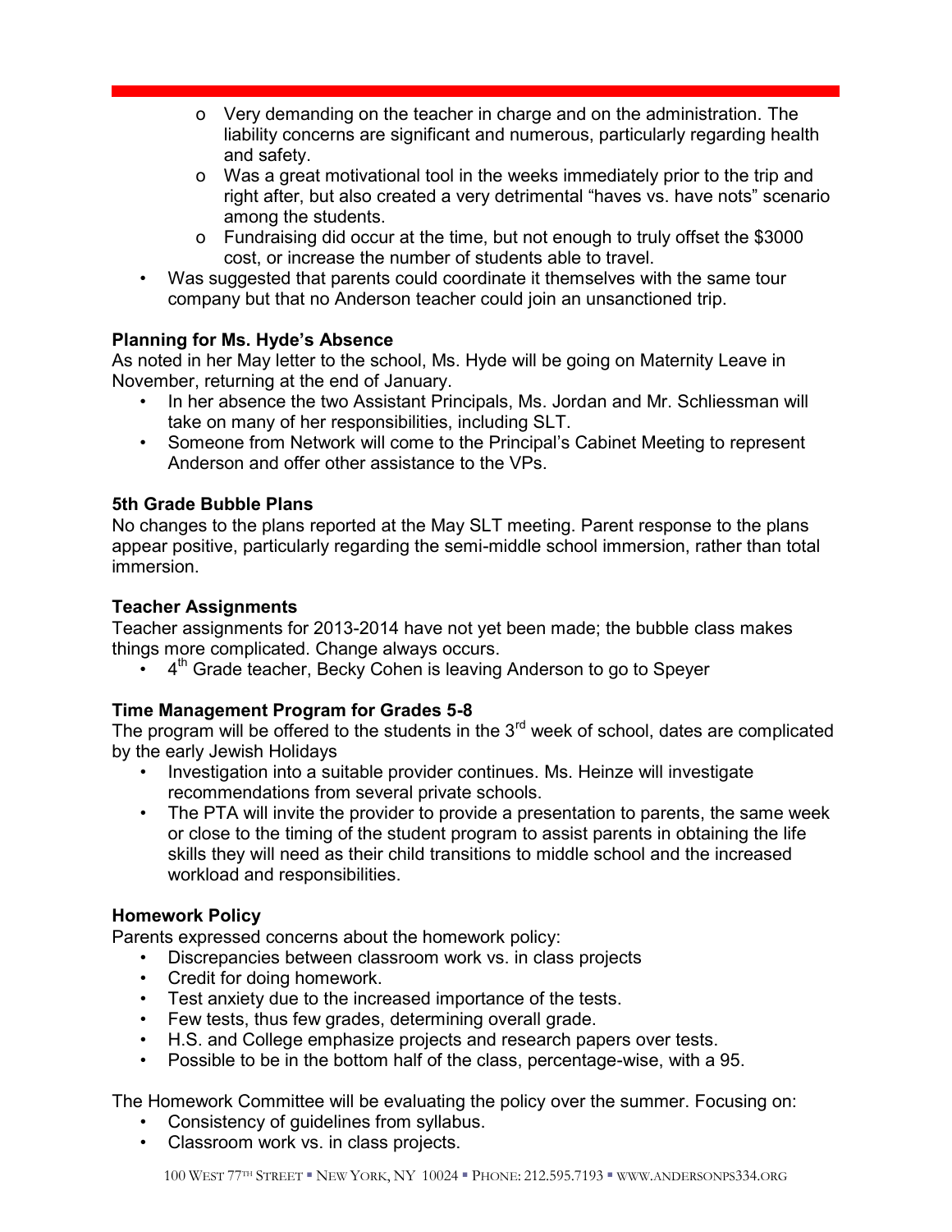- Very demanding on the teacher in charge and on the administration. The liability concerns are significant and numerous, particularly regarding health and safety.
  - Was a great motivational tool in the weeks immediately prior to the trip and right after, but also created a very detrimental "haves vs. have nots" scenario among the students.
  - Fundraising did occur at the time, but not enough to truly offset the $3000 cost, or increase the number of students able to travel.
- Was suggested that parents could coordinate it themselves with the same tour company but that no Anderson teacher could join an unsanctioned trip.

**Planning for Ms. Hyde's Absence**

As noted in her May letter to the school, Ms. Hyde will be going on Maternity Leave in November, returning at the end of January.

- In her absence the two Assistant Principals, Ms. Jordan and Mr. Schliessman will take on many of her responsibilities, including SLT.
- Someone from Network will come to the Principal's Cabinet Meeting to represent Anderson and offer other assistance to the VPs.

**5th Grade Bubble Plans**

No changes to the plans reported at the May SLT meeting. Parent response to the plans appear positive, particularly regarding the semi-middle school immersion, rather than total immersion.

**Teacher Assignments**

Teacher assignments for 2013-2014 have not yet been made; the bubble class makes things more complicated. Change always occurs.

- 4th Grade teacher, Becky Cohen is leaving Anderson to go to Speyer

**Time Management Program for Grades 5-8**

The program will be offered to the students in the 3rd week of school, dates are complicated by the early Jewish Holidays

- Investigation into a suitable provider continues. Ms. Heinze will investigate recommendations from several private schools.
- The PTA will invite the provider to provide a presentation to parents, the same week or close to the timing of the student program to assist parents in obtaining the life skills they will need as their child transitions to middle school and the increased workload and responsibilities.

**Homework Policy**

Parents expressed concerns about the homework policy:

- Discrepancies between classroom work vs. in class projects
- Credit for doing homework.
- Test anxiety due to the increased importance of the tests.
- Few tests, thus few grades, determining overall grade.
- H.S. and College emphasize projects and research papers over tests.
- Possible to be in the bottom half of the class, percentage-wise, with a 95.

The Homework Committee will be evaluating the policy over the summer. Focusing on:

- Consistency of guidelines from syllabus.
- Classroom work vs. in class projects.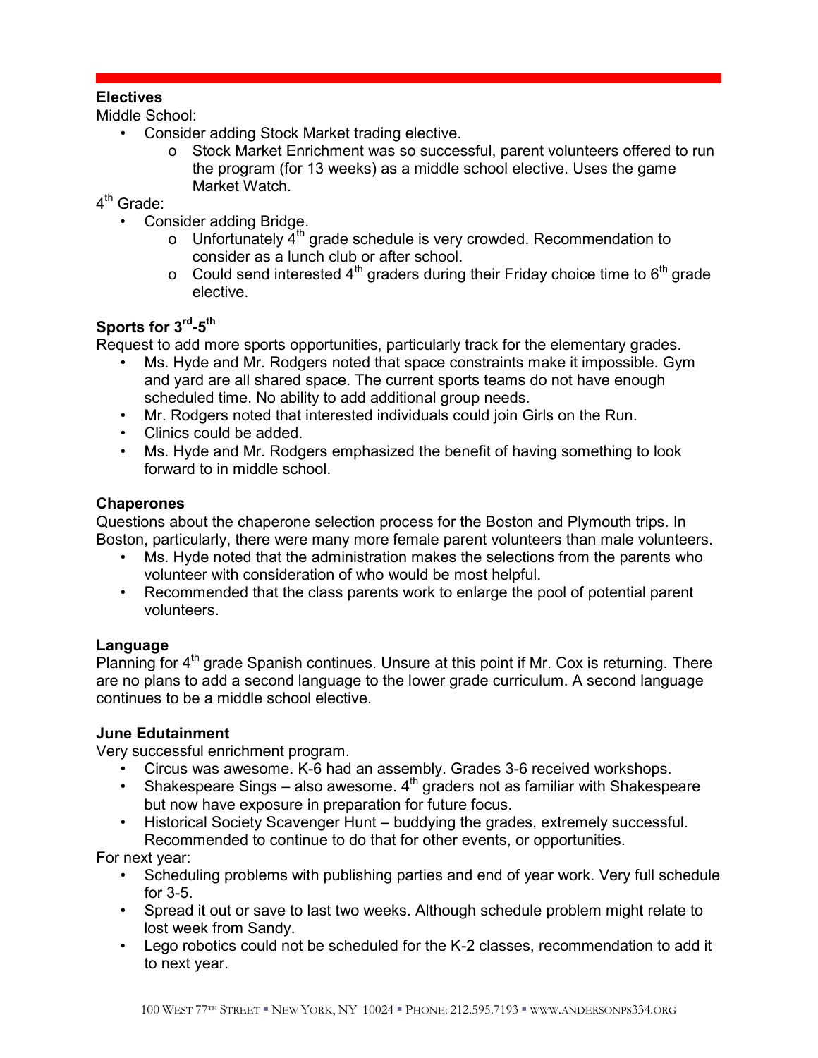**Electives**

Middle School:

- Consider adding Stock Market trading elective.
  - Stock Market Enrichment was so successful, parent volunteers offered to run the program (for 13 weeks) as a middle school elective. Uses the game Market Watch.

4th Grade:

- Consider adding Bridge.
  - Unfortunately 4th grade schedule is very crowded. Recommendation to consider as a lunch club or after school.
  - Could send interested 4th graders during their Friday choice time to 6th grade elective.

**Sports for 3rd-5th**

Request to add more sports opportunities, particularly track for the elementary grades.

- Ms. Hyde and Mr. Rodgers noted that space constraints make it impossible. Gym and yard are all shared space. The current sports teams do not have enough scheduled time. No ability to add additional group needs.
- Mr. Rodgers noted that interested individuals could join Girls on the Run.
- Clinics could be added.
- Ms. Hyde and Mr. Rodgers emphasized the benefit of having something to look forward to in middle school.

**Chaperones**

Questions about the chaperone selection process for the Boston and Plymouth trips. In Boston, particularly, there were many more female parent volunteers than male volunteers.

- Ms. Hyde noted that the administration makes the selections from the parents who volunteer with consideration of who would be most helpful.
- Recommended that the class parents work to enlarge the pool of potential parent volunteers.

**Language**

Planning for 4th grade Spanish continues. Unsure at this point if Mr. Cox is returning. There are no plans to add a second language to the lower grade curriculum. A second language continues to be a middle school elective.

**June Edutainment**

Very successful enrichment program.

- Circus was awesome. K-6 had an assembly. Grades 3-6 received workshops.
- Shakespeare Sings – also awesome. 4th graders not as familiar with Shakespeare but now have exposure in preparation for future focus.
- Historical Society Scavenger Hunt – buddying the grades, extremely successful. Recommended to continue to do that for other events, or opportunities.

For next year:

- Scheduling problems with publishing parties and end of year work. Very full schedule for 3-5.
- Spread it out or save to last two weeks. Although schedule problem might relate to lost week from Sandy.
- Lego robotics could not be scheduled for the K-2 classes, recommendation to add it to next year.